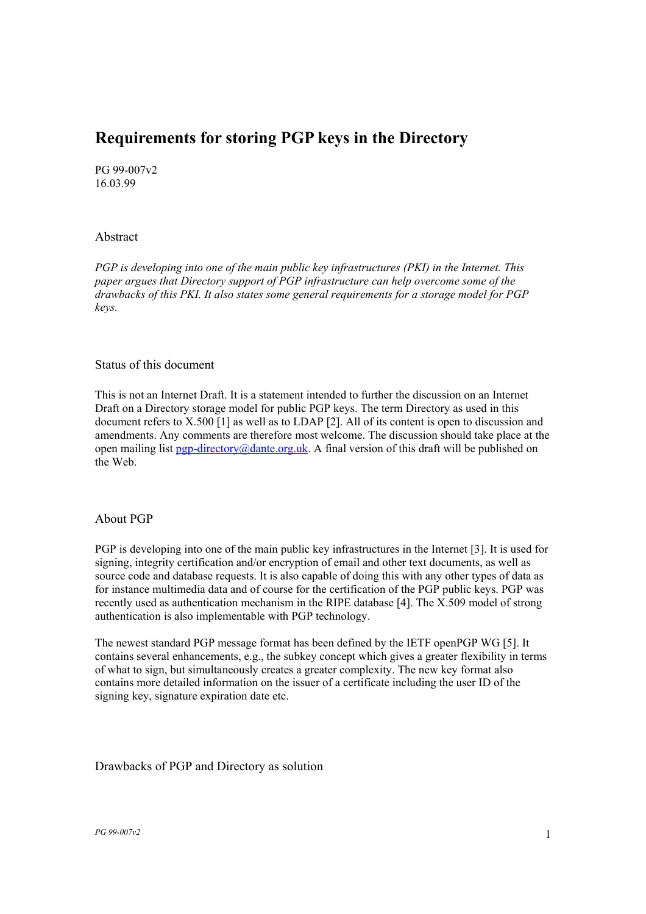# Requirements for storing PGP keys in the Directory

PG 99-007v2
16.03.99

## Abstract

*PGP is developing into one of the main public key infrastructures (PKI) in the Internet. This paper argues that Directory support of PGP infrastructure can help overcome some of the drawbacks of this PKI. It also states some general requirements for a storage model for PGP keys.*

## Status of this document

This is not an Internet Draft. It is a statement intended to further the discussion on an Internet Draft on a Directory storage model for public PGP keys. The term Directory as used in this document refers to X.500 [1] as well as to LDAP [2]. All of its content is open to discussion and amendments. Any comments are therefore most welcome. The discussion should take place at the open mailing list pgp-directory@dante.org.uk. A final version of this draft will be published on the Web.

## About PGP

PGP is developing into one of the main public key infrastructures in the Internet [3]. It is used for signing, integrity certification and/or encryption of email and other text documents, as well as source code and database requests. It is also capable of doing this with any other types of data as for instance multimedia data and of course for the certification of the PGP public keys. PGP was recently used as authentication mechanism in the RIPE database [4]. The X.509 model of strong authentication is also implementable with PGP technology.

The newest standard PGP message format has been defined by the IETF openPGP WG [5]. It contains several enhancements, e.g., the subkey concept which gives a greater flexibility in terms of what to sign, but simultaneously creates a greater complexity. The new key format also contains more detailed information on the issuer of a certificate including the user ID of the signing key, signature expiration date etc.

## Drawbacks of PGP and Directory as solution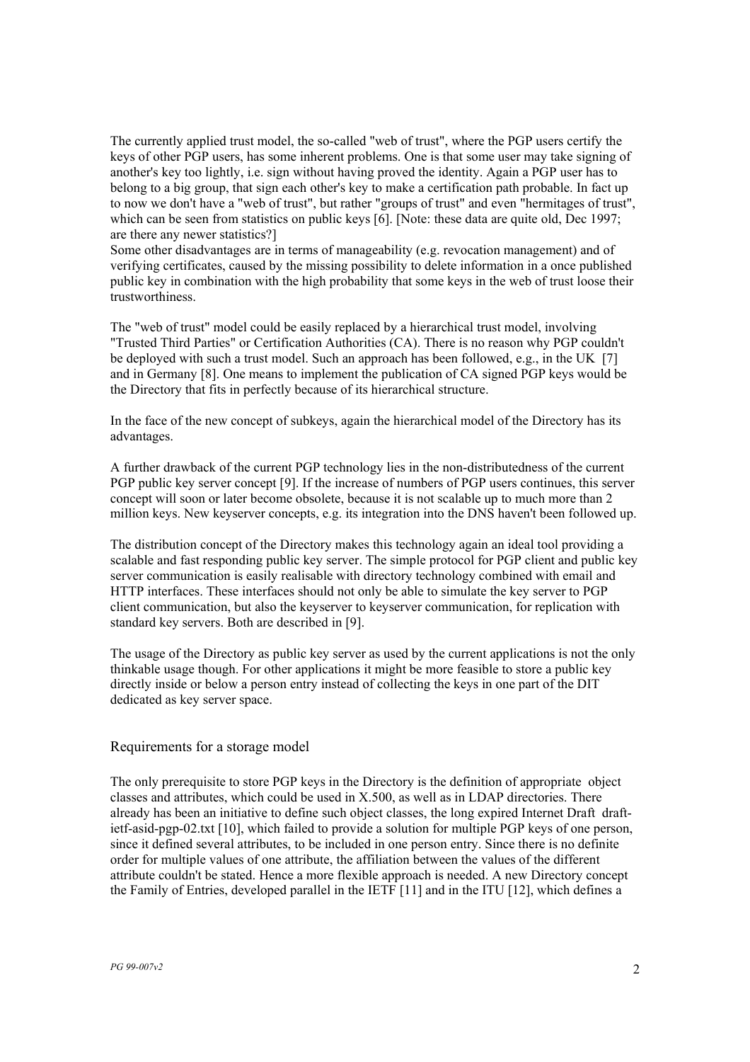The currently applied trust model, the so-called "web of trust", where the PGP users certify the keys of other PGP users, has some inherent problems. One is that some user may take signing of another's key too lightly, i.e. sign without having proved the identity. Again a PGP user has to belong to a big group, that sign each other's key to make a certification path probable. In fact up to now we don't have a "web of trust", but rather "groups of trust" and even "hermitages of trust", which can be seen from statistics on public keys [6]. [Note: these data are quite old, Dec 1997; are there any newer statistics?]
Some other disadvantages are in terms of manageability (e.g. revocation management) and of verifying certificates, caused by the missing possibility to delete information in a once published public key in combination with the high probability that some keys in the web of trust loose their trustworthiness.

The "web of trust" model could be easily replaced by a hierarchical trust model, involving "Trusted Third Parties" or Certification Authorities (CA). There is no reason why PGP couldn't be deployed with such a trust model. Such an approach has been followed, e.g., in the UK [7] and in Germany [8]. One means to implement the publication of CA signed PGP keys would be the Directory that fits in perfectly because of its hierarchical structure.

In the face of the new concept of subkeys, again the hierarchical model of the Directory has its advantages.

A further drawback of the current PGP technology lies in the non-distributedness of the current PGP public key server concept [9]. If the increase of numbers of PGP users continues, this server concept will soon or later become obsolete, because it is not scalable up to much more than 2 million keys. New keyserver concepts, e.g. its integration into the DNS haven't been followed up.

The distribution concept of the Directory makes this technology again an ideal tool providing a scalable and fast responding public key server. The simple protocol for PGP client and public key server communication is easily realisable with directory technology combined with email and HTTP interfaces. These interfaces should not only be able to simulate the key server to PGP client communication, but also the keyserver to keyserver communication, for replication with standard key servers. Both are described in [9].

The usage of the Directory as public key server as used by the current applications is not the only thinkable usage though. For other applications it might be more feasible to store a public key directly inside or below a person entry instead of collecting the keys in one part of the DIT dedicated as key server space.

## Requirements for a storage model

The only prerequisite to store PGP keys in the Directory is the definition of appropriate object classes and attributes, which could be used in X.500, as well as in LDAP directories. There already has been an initiative to define such object classes, the long expired Internet Draft draft-ietf-asid-pgp-02.txt [10], which failed to provide a solution for multiple PGP keys of one person, since it defined several attributes, to be included in one person entry. Since there is no definite order for multiple values of one attribute, the affiliation between the values of the different attribute couldn't be stated. Hence a more flexible approach is needed. A new Directory concept the Family of Entries, developed parallel in the IETF [11] and in the ITU [12], which defines a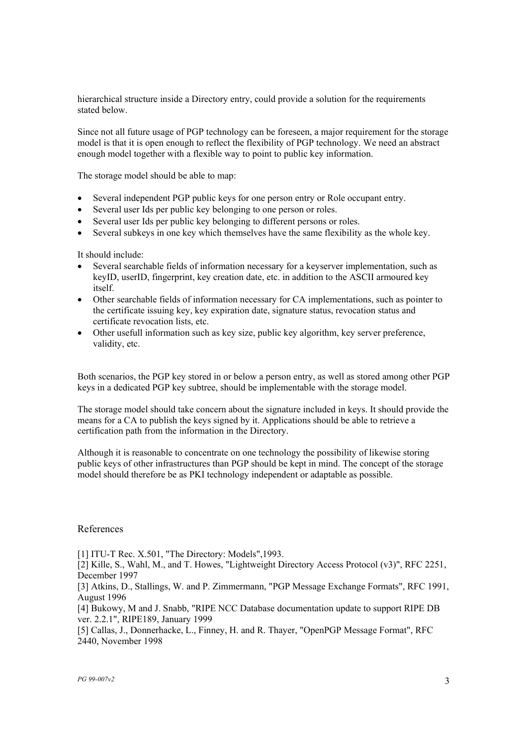hierarchical structure inside a Directory entry, could provide a solution for the requirements stated below.

Since not all future usage of PGP technology can be foreseen, a major requirement for the storage model is that it is open enough to reflect the flexibility of PGP technology. We need an abstract enough model together with a flexible way to point to public key information.

The storage model should be able to map:

- Several independent PGP public keys for one person entry or Role occupant entry.
- Several user Ids per public key belonging to one person or roles.
- Several user Ids per public key belonging to different persons or roles.
- Several subkeys in one key which themselves have the same flexibility as the whole key.

It should include:

- Several searchable fields of information necessary for a keyserver implementation, such as keyID, userID, fingerprint, key creation date, etc. in addition to the ASCII armoured key itself.
- Other searchable fields of information necessary for CA implementations, such as pointer to the certificate issuing key, key expiration date, signature status, revocation status and certificate revocation lists, etc.
- Other usefull information such as key size, public key algorithm, key server preference, validity, etc.

Both scenarios, the PGP key stored in or below a person entry, as well as stored among other PGP keys in a dedicated PGP key subtree, should be implementable with the storage model.

The storage model should take concern about the signature included in keys. It should provide the means for a CA to publish the keys signed by it. Applications should be able to retrieve a certification path from the information in the Directory.

Although it is reasonable to concentrate on one technology the possibility of likewise storing public keys of other infrastructures than PGP should be kept in mind. The concept of the storage model should therefore be as PKI technology independent or adaptable as possible.

## References

[1] ITU-T Rec. X.501, "The Directory: Models",1993.

[2] Kille, S., Wahl, M., and T. Howes, "Lightweight Directory Access Protocol (v3)", RFC 2251, December 1997

[3] Atkins, D., Stallings, W. and P. Zimmermann, "PGP Message Exchange Formats", RFC 1991, August 1996

[4] Bukowy, M and J. Snabb, "RIPE NCC Database documentation update to support RIPE DB ver. 2.2.1", RIPE189, January 1999

[5] Callas, J., Donnerhacke, L., Finney, H. and R. Thayer, "OpenPGP Message Format", RFC 2440, November 1998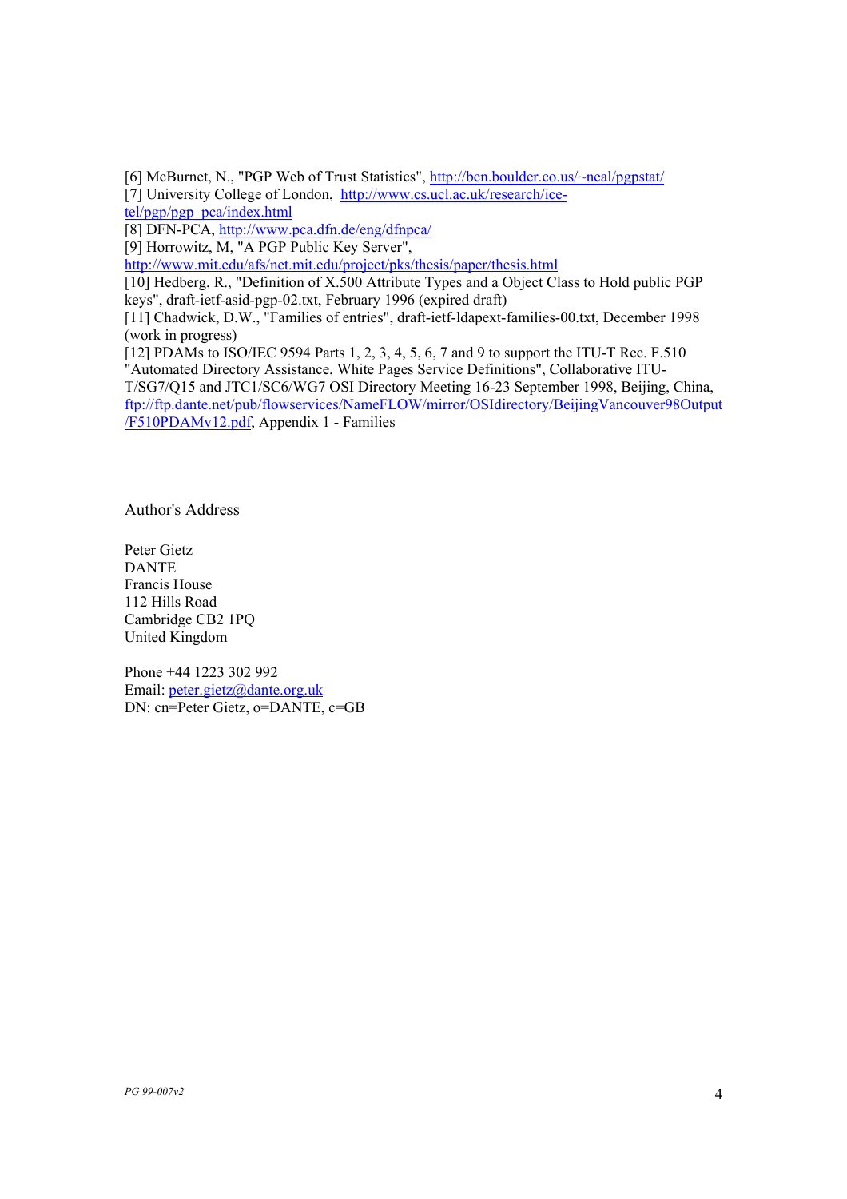[6] McBurnet, N., "PGP Web of Trust Statistics", http://bcn.boulder.co.us/~neal/pgpstat/
[7] University College of London, http://www.cs.ucl.ac.uk/research/ice-tel/pgp/pgp_pca/index.html
[8] DFN-PCA, http://www.pca.dfn.de/eng/dfnpca/
[9] Horrowitz, M, "A PGP Public Key Server", http://www.mit.edu/afs/net.mit.edu/project/pks/thesis/paper/thesis.html
[10] Hedberg, R., "Definition of X.500 Attribute Types and a Object Class to Hold public PGP keys", draft-ietf-asid-pgp-02.txt, February 1996 (expired draft)
[11] Chadwick, D.W., "Families of entries", draft-ietf-ldapext-families-00.txt, December 1998 (work in progress)
[12] PDAMs to ISO/IEC 9594 Parts 1, 2, 3, 4, 5, 6, 7 and 9 to support the ITU-T Rec. F.510 "Automated Directory Assistance, White Pages Service Definitions", Collaborative ITU-T/SG7/Q15 and JTC1/SC6/WG7 OSI Directory Meeting 16-23 September 1998, Beijing, China, ftp://ftp.dante.net/pub/flowservices/NameFLOW/mirror/OSIdirectory/BeijingVancouver98Output/F510PDAMv12.pdf, Appendix 1 - Families

## Author's Address

Peter Gietz
DANTE
Francis House
112 Hills Road
Cambridge CB2 1PQ
United Kingdom

Phone +44 1223 302 992
Email: peter.gietz@dante.org.uk
DN: cn=Peter Gietz, o=DANTE, c=GB